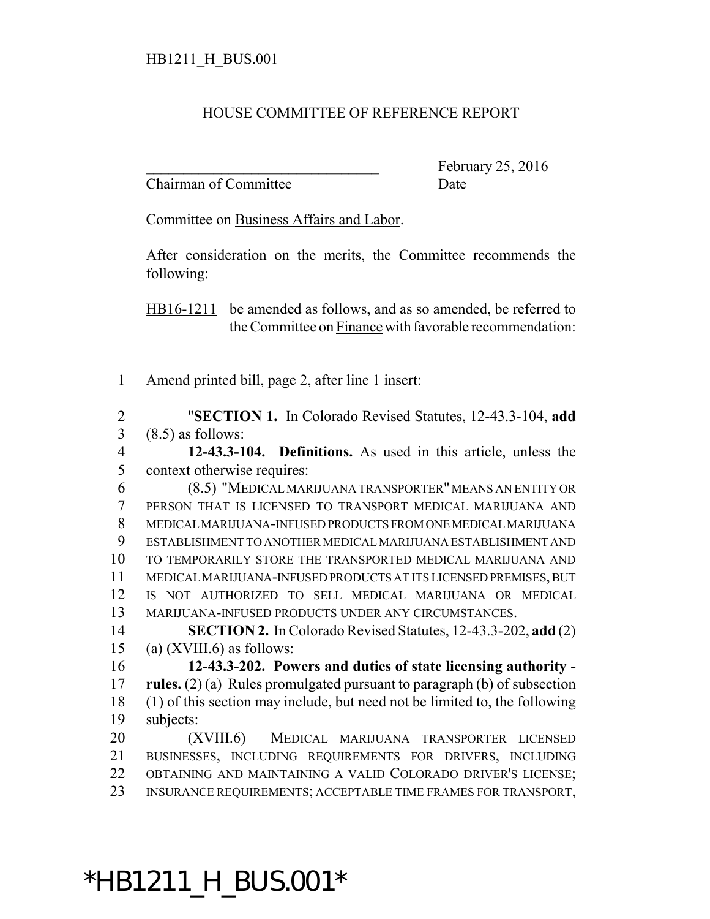HB1211_H_BUS.001

HOUSE COMMITTEE OF REFERENCE REPORT

_______________________________ February 25, 2016
Chairman of Committee Date

Committee on Business Affairs and Labor.

After consideration on the merits, the Committee recommends the following:

HB16-1211 be amended as follows, and as so amended, be referred to the Committee on Finance with favorable recommendation:

1 Amend printed bill, page 2, after line 1 insert:

2 "**SECTION 1.** In Colorado Revised Statutes, 12-43.3-104, **add**
3 (8.5) as follows:

4 **12-43.3-104. Definitions.** As used in this article, unless the
5 context otherwise requires:

6 (8.5) "MEDICAL MARIJUANA TRANSPORTER" MEANS AN ENTITY OR
7 PERSON THAT IS LICENSED TO TRANSPORT MEDICAL MARIJUANA AND
8 MEDICAL MARIJUANA-INFUSED PRODUCTS FROM ONE MEDICAL MARIJUANA
9 ESTABLISHMENT TO ANOTHER MEDICAL MARIJUANA ESTABLISHMENT AND
10 TO TEMPORARILY STORE THE TRANSPORTED MEDICAL MARIJUANA AND
11 MEDICAL MARIJUANA-INFUSED PRODUCTS AT ITS LICENSED PREMISES, BUT
12 IS NOT AUTHORIZED TO SELL MEDICAL MARIJUANA OR MEDICAL
13 MARIJUANA-INFUSED PRODUCTS UNDER ANY CIRCUMSTANCES.

14 **SECTION 2.** In Colorado Revised Statutes, 12-43.3-202, **add** (2)
15 (a) (XVIII.6) as follows:

16 **12-43.3-202. Powers and duties of state licensing authority -**
17 **rules.** (2) (a) Rules promulgated pursuant to paragraph (b) of subsection
18 (1) of this section may include, but need not be limited to, the following
19 subjects:

20 (XVIII.6) MEDICAL MARIJUANA TRANSPORTER LICENSED
21 BUSINESSES, INCLUDING REQUIREMENTS FOR DRIVERS, INCLUDING
22 OBTAINING AND MAINTAINING A VALID COLORADO DRIVER'S LICENSE;
23 INSURANCE REQUIREMENTS; ACCEPTABLE TIME FRAMES FOR TRANSPORT,

*HB1211_H_BUS.001*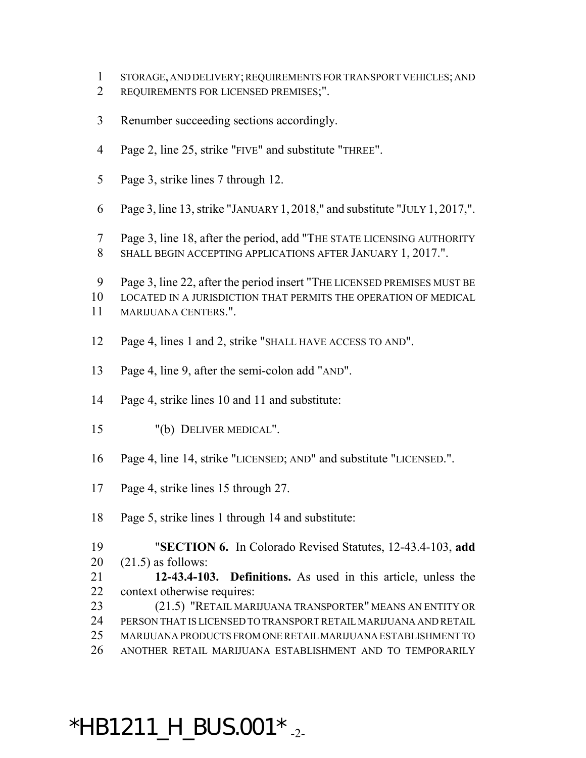STORAGE, AND DELIVERY; REQUIREMENTS FOR TRANSPORT VEHICLES; AND REQUIREMENTS FOR LICENSED PREMISES;".

Renumber succeeding sections accordingly.

Page 2, line 25, strike "FIVE" and substitute "THREE".

Page 3, strike lines 7 through 12.

Page 3, line 13, strike "JANUARY 1, 2018," and substitute "JULY 1, 2017,".

Page 3, line 18, after the period, add "THE STATE LICENSING AUTHORITY SHALL BEGIN ACCEPTING APPLICATIONS AFTER JANUARY 1, 2017.".

Page 3, line 22, after the period insert "THE LICENSED PREMISES MUST BE LOCATED IN A JURISDICTION THAT PERMITS THE OPERATION OF MEDICAL MARIJUANA CENTERS.".

Page 4, lines 1 and 2, strike "SHALL HAVE ACCESS TO AND".

Page 4, line 9, after the semi-colon add "AND".

Page 4, strike lines 10 and 11 and substitute:

"(b) DELIVER MEDICAL".

Page 4, line 14, strike "LICENSED; AND" and substitute "LICENSED.".

Page 4, strike lines 15 through 27.

Page 5, strike lines 1 through 14 and substitute:

"**SECTION 6.** In Colorado Revised Statutes, 12-43.4-103, **add** (21.5) as follows:

**12-43.4-103. Definitions.** As used in this article, unless the context otherwise requires:

(21.5) "RETAIL MARIJUANA TRANSPORTER" MEANS AN ENTITY OR PERSON THAT IS LICENSED TO TRANSPORT RETAIL MARIJUANA AND RETAIL MARIJUANA PRODUCTS FROM ONE RETAIL MARIJUANA ESTABLISHMENT TO ANOTHER RETAIL MARIJUANA ESTABLISHMENT AND TO TEMPORARILY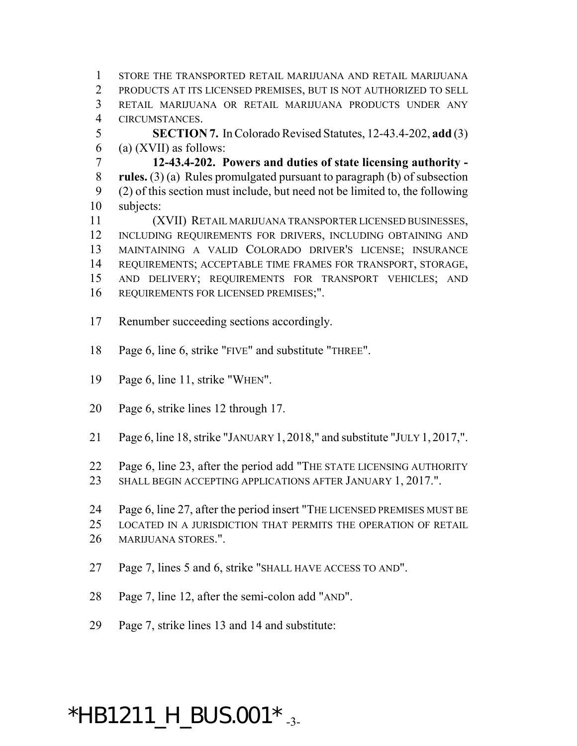STORE THE TRANSPORTED RETAIL MARIJUANA AND RETAIL MARIJUANA PRODUCTS AT ITS LICENSED PREMISES, BUT IS NOT AUTHORIZED TO SELL RETAIL MARIJUANA OR RETAIL MARIJUANA PRODUCTS UNDER ANY CIRCUMSTANCES.

**SECTION 7.** In Colorado Revised Statutes, 12-43.4-202, **add** (3) (a) (XVII) as follows:

**12-43.4-202. Powers and duties of state licensing authority - rules.** (3) (a) Rules promulgated pursuant to paragraph (b) of subsection (2) of this section must include, but need not be limited to, the following subjects:

(XVII) RETAIL MARIJUANA TRANSPORTER LICENSED BUSINESSES, INCLUDING REQUIREMENTS FOR DRIVERS, INCLUDING OBTAINING AND MAINTAINING A VALID COLORADO DRIVER'S LICENSE; INSURANCE REQUIREMENTS; ACCEPTABLE TIME FRAMES FOR TRANSPORT, STORAGE, AND DELIVERY; REQUIREMENTS FOR TRANSPORT VEHICLES; AND REQUIREMENTS FOR LICENSED PREMISES;".

Renumber succeeding sections accordingly.

Page 6, line 6, strike "FIVE" and substitute "THREE".

Page 6, line 11, strike "WHEN".

Page 6, strike lines 12 through 17.

Page 6, line 18, strike "JANUARY 1, 2018," and substitute "JULY 1, 2017,".

Page 6, line 23, after the period add "THE STATE LICENSING AUTHORITY SHALL BEGIN ACCEPTING APPLICATIONS AFTER JANUARY 1, 2017.".

Page 6, line 27, after the period insert "THE LICENSED PREMISES MUST BE LOCATED IN A JURISDICTION THAT PERMITS THE OPERATION OF RETAIL MARIJUANA STORES.".

Page 7, lines 5 and 6, strike "SHALL HAVE ACCESS TO AND".

Page 7, line 12, after the semi-colon add "AND".

Page 7, strike lines 13 and 14 and substitute:

*HB1211_H_BUS.001*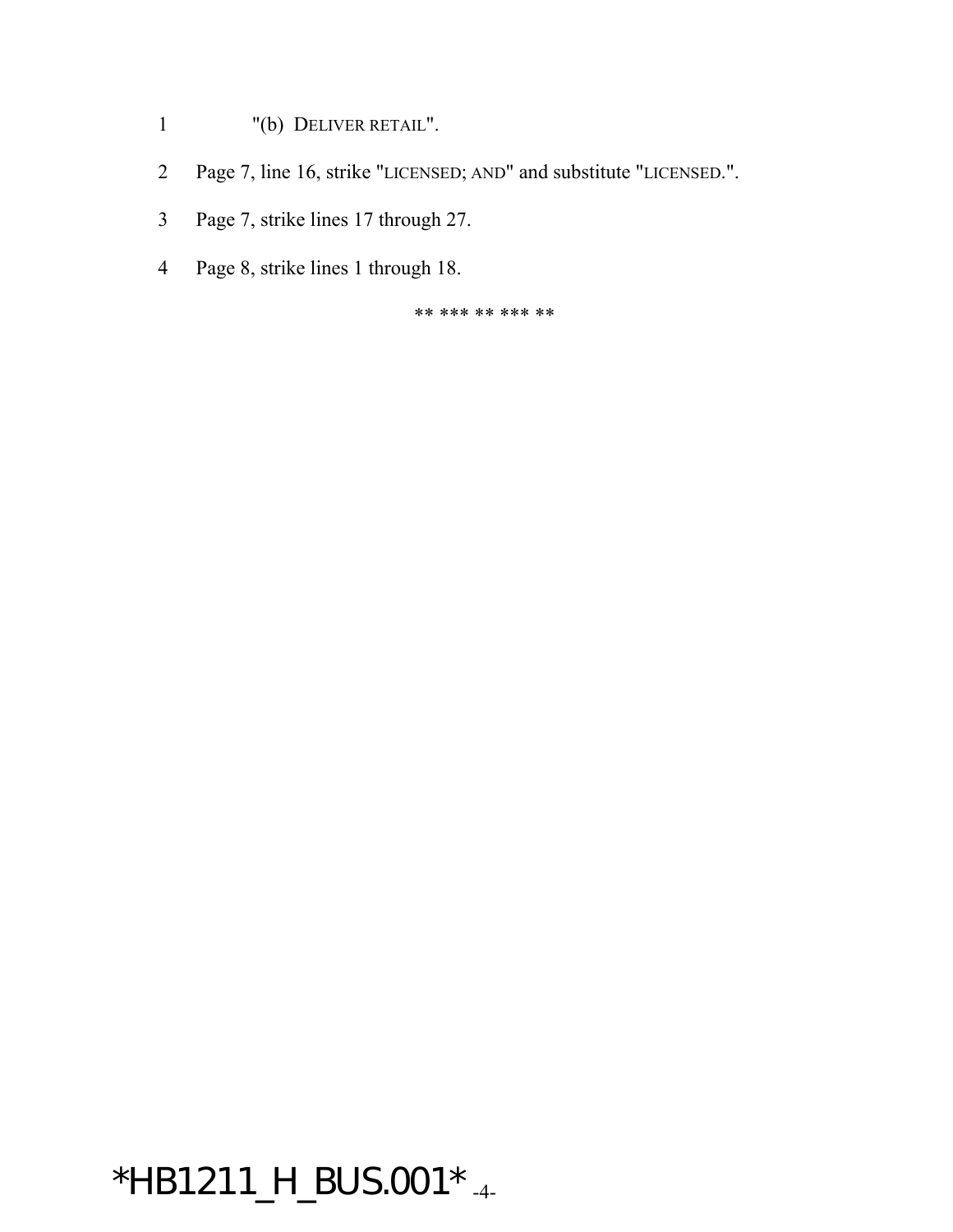1 "(b) DELIVER RETAIL".

2 Page 7, line 16, strike "LICENSED; AND" and substitute "LICENSED.".

3 Page 7, strike lines 17 through 27.

4 Page 8, strike lines 1 through 18.

** *** ** *** **

*HB1211_H_BUS.001*